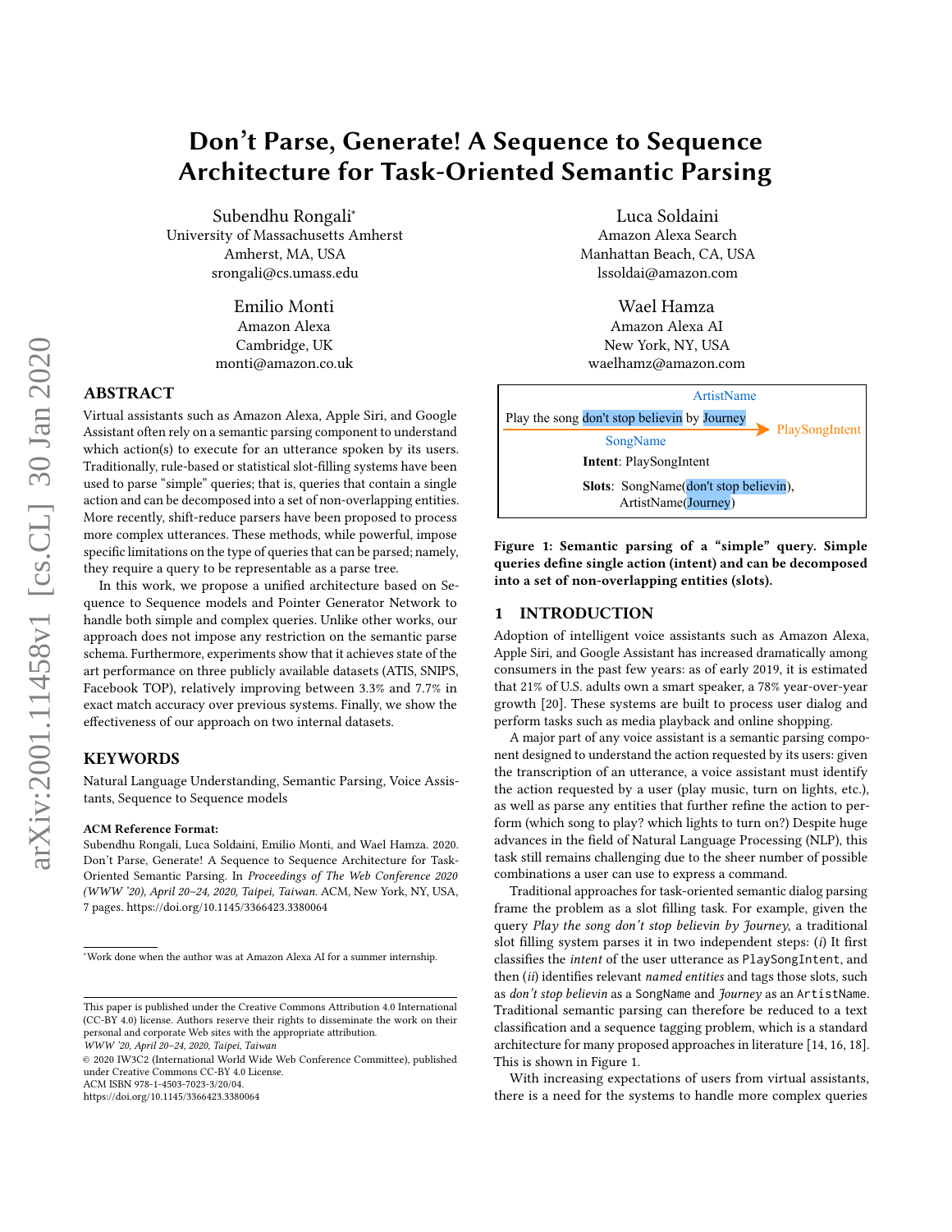# Don't Parse, Generate! A Sequence to Sequence Architecture for Task-Oriented Semantic Parsing

Subendhu Rongali*
University of Massachusetts Amherst
Amherst, MA, USA
srongali@cs.umass.edu

Luca Soldaini
Amazon Alexa Search
Manhattan Beach, CA, USA
lssoldai@amazon.com

Emilio Monti
Amazon Alexa
Cambridge, UK
monti@amazon.co.uk

Wael Hamza
Amazon Alexa AI
New York, NY, USA
waelhamz@amazon.com

## ABSTRACT

Virtual assistants such as Amazon Alexa, Apple Siri, and Google Assistant often rely on a semantic parsing component to understand which action(s) to execute for an utterance spoken by its users. Traditionally, rule-based or statistical slot-filling systems have been used to parse "simple" queries; that is, queries that contain a single action and can be decomposed into a set of non-overlapping entities. More recently, shift-reduce parsers have been proposed to process more complex utterances. These methods, while powerful, impose specific limitations on the type of queries that can be parsed; namely, they require a query to be representable as a parse tree.

In this work, we propose a unified architecture based on Sequence to Sequence models and Pointer Generator Network to handle both simple and complex queries. Unlike other works, our approach does not impose any restriction on the semantic parse schema. Furthermore, experiments show that it achieves state of the art performance on three publicly available datasets (ATIS, SNIPS, Facebook TOP), relatively improving between 3.3% and 7.7% in exact match accuracy over previous systems. Finally, we show the effectiveness of our approach on two internal datasets.

## KEYWORDS

Natural Language Understanding, Semantic Parsing, Voice Assistants, Sequence to Sequence models

**ACM Reference Format:**
Subendhu Rongali, Luca Soldaini, Emilio Monti, and Wael Hamza. 2020. Don't Parse, Generate! A Sequence to Sequence Architecture for Task-Oriented Semantic Parsing. In *Proceedings of The Web Conference 2020 (WWW '20), April 20–24, 2020, Taipei, Taiwan.* ACM, New York, NY, USA, 7 pages. https://doi.org/10.1145/3366423.3380064

*Work done when the author was at Amazon Alexa AI for a summer internship.

This paper is published under the Creative Commons Attribution 4.0 International (CC-BY 4.0) license. Authors reserve their rights to disseminate the work on their personal and corporate Web sites with the appropriate attribution.
*WWW '20, April 20–24, 2020, Taipei, Taiwan*
© 2020 IW3C2 (International World Wide Web Conference Committee), published under Creative Commons CC-BY 4.0 License.
ACM ISBN 978-1-4503-7023-3/20/04.
https://doi.org/10.1145/3366423.3380064

Play the song don't stop believin by Journey → PlaySongIntent
(ArtistName: Journey; SongName: don't stop believin)

**Intent**: PlaySongIntent

**Slots**: SongName(don't stop believin), ArtistName(Journey)

**Figure 1: Semantic parsing of a "simple" query. Simple queries define single action (intent) and can be decomposed into a set of non-overlapping entities (slots).**

## 1 INTRODUCTION

Adoption of intelligent voice assistants such as Amazon Alexa, Apple Siri, and Google Assistant has increased dramatically among consumers in the past few years: as of early 2019, it is estimated that 21% of U.S. adults own a smart speaker, a 78% year-over-year growth [20]. These systems are built to process user dialog and perform tasks such as media playback and online shopping.

A major part of any voice assistant is a semantic parsing component designed to understand the action requested by its users: given the transcription of an utterance, a voice assistant must identify the action requested by a user (play music, turn on lights, etc.), as well as parse any entities that further refine the action to perform (which song to play? which lights to turn on?) Despite huge advances in the field of Natural Language Processing (NLP), this task still remains challenging due to the sheer number of possible combinations a user can use to express a command.

Traditional approaches for task-oriented semantic dialog parsing frame the problem as a slot filling task. For example, given the query *Play the song don't stop believin by Journey*, a traditional slot filling system parses it in two independent steps: (*i*) It first classifies the *intent* of the user utterance as `PlaySongIntent`, and then (*ii*) identifies relevant *named entities* and tags those slots, such as *don't stop believin* as a `SongName` and *Journey* as an `ArtistName`. Traditional semantic parsing can therefore be reduced to a text classification and a sequence tagging problem, which is a standard architecture for many proposed approaches in literature [14, 16, 18]. This is shown in Figure 1.

With increasing expectations of users from virtual assistants, there is a need for the systems to handle more complex queries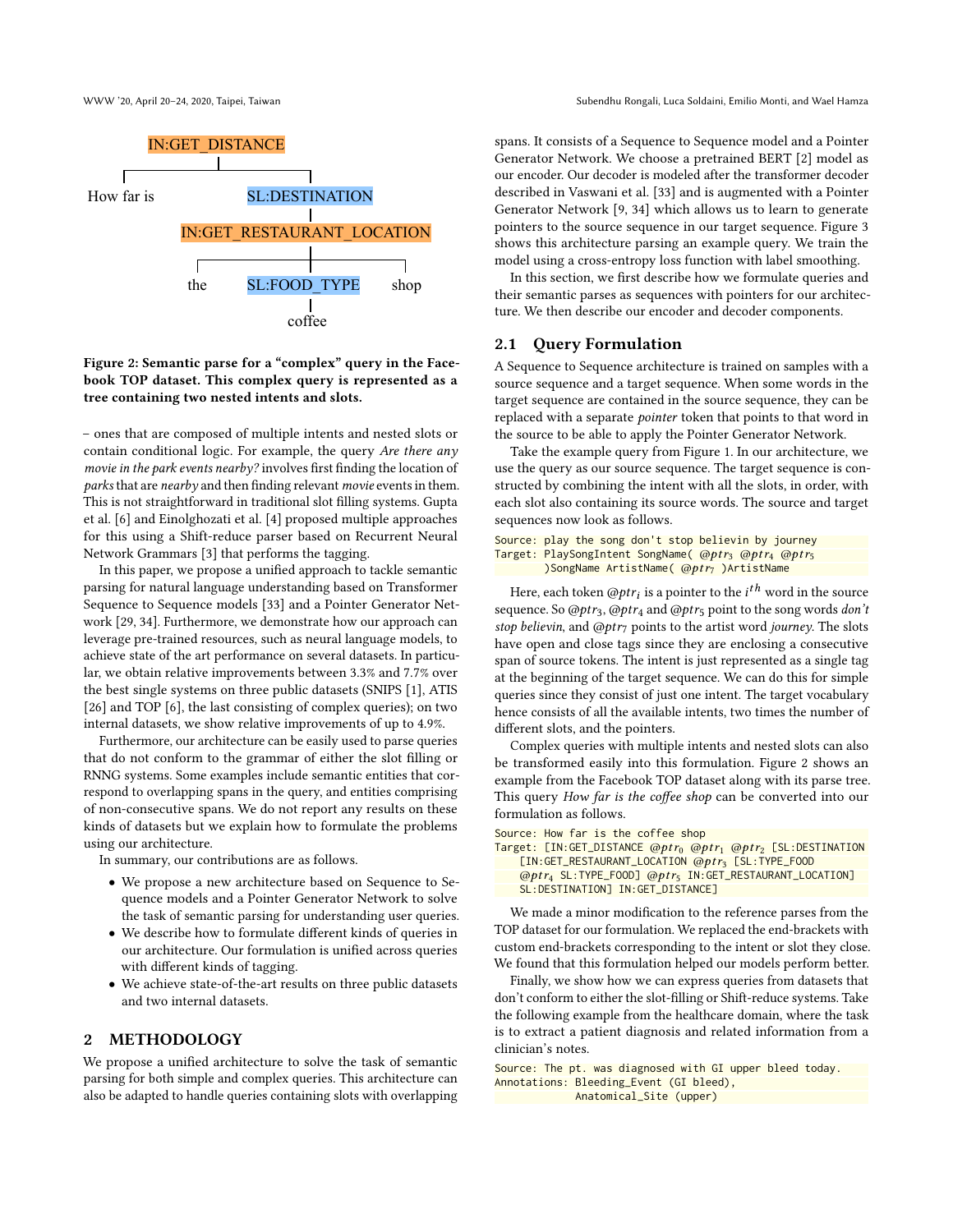**Figure 2: Semantic parse for a "complex" query in the Facebook TOP dataset. This complex query is represented as a tree containing two nested intents and slots.**

– ones that are composed of multiple intents and nested slots or contain conditional logic. For example, the query *Are there any movie in the park events nearby?* involves first finding the location of *parks* that are *nearby* and then finding relevant *movie* events in them. This is not straightforward in traditional slot filling systems. Gupta et al. [6] and Einolghozati et al. [4] proposed multiple approaches for this using a Shift-reduce parser based on Recurrent Neural Network Grammars [3] that performs the tagging.

In this paper, we propose a unified approach to tackle semantic parsing for natural language understanding based on Transformer Sequence to Sequence models [33] and a Pointer Generator Network [29, 34]. Furthermore, we demonstrate how our approach can leverage pre-trained resources, such as neural language models, to achieve state of the art performance on several datasets. In particular, we obtain relative improvements between 3.3% and 7.7% over the best single systems on three public datasets (SNIPS [1], ATIS [26] and TOP [6], the last consisting of complex queries); on two internal datasets, we show relative improvements of up to 4.9%.

Furthermore, our architecture can be easily used to parse queries that do not conform to the grammar of either the slot filling or RNNG systems. Some examples include semantic entities that correspond to overlapping spans in the query, and entities comprising of non-consecutive spans. We do not report any results on these kinds of datasets but we explain how to formulate the problems using our architecture.

In summary, our contributions are as follows.

- We propose a new architecture based on Sequence to Sequence models and a Pointer Generator Network to solve the task of semantic parsing for understanding user queries.
- We describe how to formulate different kinds of queries in our architecture. Our formulation is unified across queries with different kinds of tagging.
- We achieve state-of-the-art results on three public datasets and two internal datasets.

## 2 METHODOLOGY

We propose a unified architecture to solve the task of semantic parsing for both simple and complex queries. This architecture can also be adapted to handle queries containing slots with overlapping spans. It consists of a Sequence to Sequence model and a Pointer Generator Network. We choose a pretrained BERT [2] model as our encoder. Our decoder is modeled after the transformer decoder described in Vaswani et al. [33] and is augmented with a Pointer Generator Network [9, 34] which allows us to learn to generate pointers to the source sequence in our target sequence. Figure 3 shows this architecture parsing an example query. We train the model using a cross-entropy loss function with label smoothing.

In this section, we first describe how we formulate queries and their semantic parses as sequences with pointers for our architecture. We then describe our encoder and decoder components.

### 2.1 Query Formulation

A Sequence to Sequence architecture is trained on samples with a source sequence and a target sequence. When some words in the target sequence are contained in the source sequence, they can be replaced with a separate *pointer* token that points to that word in the source to be able to apply the Pointer Generator Network.

Take the example query from Figure 1. In our architecture, we use the query as our source sequence. The target sequence is constructed by combining the intent with all the slots, in order, with each slot also containing its source words. The source and target sequences now look as follows.

```
Source: play the song don't stop believin by journey
Target: PlaySongIntent SongName( @ptr3 @ptr4 @ptr5
        )SongName ArtistName( @ptr7 )ArtistName
```

Here, each token $@ptr_i$ is a pointer to the $i^{th}$ word in the source sequence. So $@ptr_3$, $@ptr_4$ and $@ptr_5$ point to the song words *don't stop believin*, and $@ptr_7$ points to the artist word *journey*. The slots have open and close tags since they are enclosing a consecutive span of source tokens. The intent is just represented as a single tag at the beginning of the target sequence. We can do this for simple queries since they consist of just one intent. The target vocabulary hence consists of all the available intents, two times the number of different slots, and the pointers.

Complex queries with multiple intents and nested slots can also be transformed easily into this formulation. Figure 2 shows an example from the Facebook TOP dataset along with its parse tree. This query *How far is the coffee shop* can be converted into our formulation as follows.

```
Source: How far is the coffee shop
Target: [IN:GET_DISTANCE @ptr0 @ptr1 @ptr2 [SL:DESTINATION
    [IN:GET_RESTAURANT_LOCATION @ptr3 [SL:TYPE_FOOD
    @ptr4 SL:TYPE_FOOD] @ptr5 IN:GET_RESTAURANT_LOCATION]
    SL:DESTINATION] IN:GET_DISTANCE]
```

We made a minor modification to the reference parses from the TOP dataset for our formulation. We replaced the end-brackets with custom end-brackets corresponding to the intent or slot they close. We found that this formulation helped our models perform better.

Finally, we show how we can express queries from datasets that don't conform to either the slot-filling or Shift-reduce systems. Take the following example from the healthcare domain, where the task is to extract a patient diagnosis and related information from a clinician's notes.

```
Source: The pt. was diagnosed with GI upper bleed today.
Annotations: Bleeding_Event (GI bleed),
             Anatomical_Site (upper)
```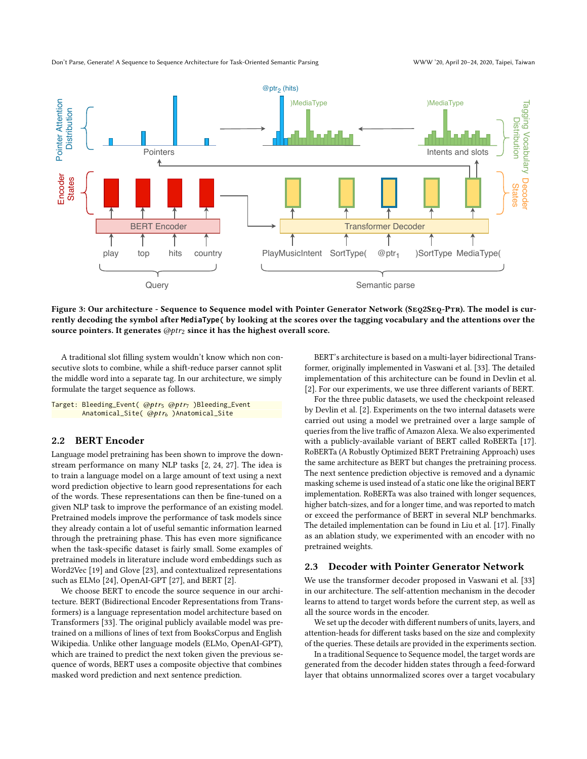**Figure 3: Our architecture - Sequence to Sequence model with Pointer Generator Network (Seq2Seq-Ptr). The model is currently decoding the symbol after `MediaType(` by looking at the scores over the tagging vocabulary and the attentions over the source pointers. It generates $@ptr_2$ since it has the highest overall score.**

A traditional slot filling system wouldn't know which non consecutive slots to combine, while a shift-reduce parser cannot split the middle word into a separate tag. In our architecture, we simply formulate the target sequence as follows.

```
Target: Bleeding_Event( @ptr5 @ptr7 )Bleeding_Event
        Anatomical_Site( @ptr6 )Anatomical_Site
```

## 2.2 BERT Encoder

Language model pretraining has been shown to improve the downstream performance on many NLP tasks [2, 24, 27]. The idea is to train a language model on a large amount of text using a next word prediction objective to learn good representations for each of the words. These representations can then be fine-tuned on a given NLP task to improve the performance of an existing model. Pretrained models improve the performance of task models since they already contain a lot of useful semantic information learned through the pretraining phase. This has even more significance when the task-specific dataset is fairly small. Some examples of pretrained models in literature include word embeddings such as Word2Vec [19] and Glove [23], and contextualized representations such as ELMo [24], OpenAI-GPT [27], and BERT [2].

We choose BERT to encode the source sequence in our architecture. BERT (Bidirectional Encoder Representations from Transformers) is a language representation model architecture based on Transformers [33]. The original publicly available model was pretrained on a millions of lines of text from BooksCorpus and English Wikipedia. Unlike other language models (ELMo, OpenAI-GPT), which are trained to predict the next token given the previous sequence of words, BERT uses a composite objective that combines masked word prediction and next sentence prediction.

BERT's architecture is based on a multi-layer bidirectional Transformer, originally implemented in Vaswani et al. [33]. The detailed implementation of this architecture can be found in Devlin et al. [2]. For our experiments, we use three different variants of BERT. For the three public datasets, we used the checkpoint released by Devlin et al. [2]. Experiments on the two internal datasets were carried out using a model we pretrained over a large sample of queries from the live traffic of Amazon Alexa. We also experimented with a publicly-available variant of BERT called RoBERTa [17]. RoBERTa (A Robustly Optimized BERT Pretraining Approach) uses the same architecture as BERT but changes the pretraining process. The next sentence prediction objective is removed and a dynamic masking scheme is used instead of a static one like the original BERT implementation. RoBERTa was also trained with longer sequences, higher batch-sizes, and for a longer time, and was reported to match or exceed the performance of BERT in several NLP benchmarks. The detailed implementation can be found in Liu et al. [17]. Finally as an ablation study, we experimented with an encoder with no pretrained weights.

## 2.3 Decoder with Pointer Generator Network

We use the transformer decoder proposed in Vaswani et al. [33] in our architecture. The self-attention mechanism in the decoder learns to attend to target words before the current step, as well as all the source words in the encoder.

We set up the decoder with different numbers of units, layers, and attention-heads for different tasks based on the size and complexity of the queries. These details are provided in the experiments section.

In a traditional Sequence to Sequence model, the target words are generated from the decoder hidden states through a feed-forward layer that obtains unnormalized scores over a target vocabulary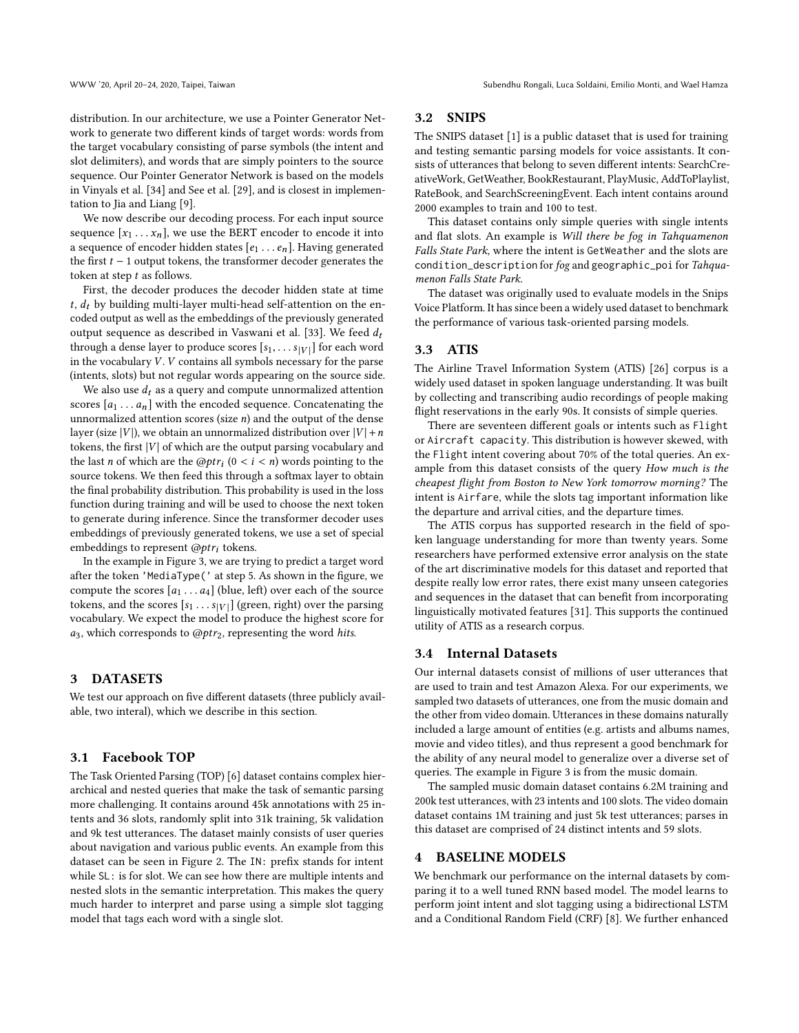distribution. In our architecture, we use a Pointer Generator Network to generate two different kinds of target words: words from the target vocabulary consisting of parse symbols (the intent and slot delimiters), and words that are simply pointers to the source sequence. Our Pointer Generator Network is based on the models in Vinyals et al. [34] and See et al. [29], and is closest in implementation to Jia and Liang [9].

We now describe our decoding process. For each input source sequence $[x_1 \ldots x_n]$, we use the BERT encoder to encode it into a sequence of encoder hidden states $[e_1 \ldots e_n]$. Having generated the first $t-1$ output tokens, the transformer decoder generates the token at step $t$ as follows.

First, the decoder produces the decoder hidden state at time $t$, $d_t$ by building multi-layer multi-head self-attention on the encoded output as well as the embeddings of the previously generated output sequence as described in Vaswani et al. [33]. We feed $d_t$ through a dense layer to produce scores $[s_1, \ldots s_{|V|}]$ for each word in the vocabulary $V$. $V$ contains all symbols necessary for the parse (intents, slots) but not regular words appearing on the source side.

We also use $d_t$ as a query and compute unnormalized attention scores $[a_1 \ldots a_n]$ with the encoded sequence. Concatenating the unnormalized attention scores (size $n$) and the output of the dense layer (size $|V|$), we obtain an unnormalized distribution over $|V|+n$ tokens, the first $|V|$ of which are the output parsing vocabulary and the last $n$ of which are the $@ptr_i$ $(0 < i < n)$ words pointing to the source tokens. We then feed this through a softmax layer to obtain the final probability distribution. This probability is used in the loss function during training and will be used to choose the next token to generate during inference. Since the transformer decoder uses embeddings of previously generated tokens, we use a set of special embeddings to represent $@ptr_i$ tokens.

In the example in Figure 3, we are trying to predict a target word after the token `'MediaType('` at step 5. As shown in the figure, we compute the scores $[a_1 \ldots a_4]$ (blue, left) over each of the source tokens, and the scores $[s_1 \ldots s_{|V|}]$ (green, right) over the parsing vocabulary. We expect the model to produce the highest score for $a_3$, which corresponds to $@ptr_2$, representing the word *hits*.

## 3 DATASETS

We test our approach on five different datasets (three publicly available, two interal), which we describe in this section.

### 3.1 Facebook TOP

The Task Oriented Parsing (TOP) [6] dataset contains complex hierarchical and nested queries that make the task of semantic parsing more challenging. It contains around 45k annotations with 25 intents and 36 slots, randomly split into 31k training, 5k validation and 9k test utterances. The dataset mainly consists of user queries about navigation and various public events. An example from this dataset can be seen in Figure 2. The `IN:` prefix stands for intent while `SL:` is for slot. We can see how there are multiple intents and nested slots in the semantic interpretation. This makes the query much harder to interpret and parse using a simple slot tagging model that tags each word with a single slot.

### 3.2 SNIPS

The SNIPS dataset [1] is a public dataset that is used for training and testing semantic parsing models for voice assistants. It consists of utterances that belong to seven different intents: SearchCreativeWork, GetWeather, BookRestaurant, PlayMusic, AddToPlaylist, RateBook, and SearchScreeningEvent. Each intent contains around 2000 examples to train and 100 to test.

This dataset contains only simple queries with single intents and flat slots. An example is *Will there be fog in Tahquamenon Falls State Park*, where the intent is `GetWeather` and the slots are `condition_description` for *fog* and `geographic_poi` for *Tahquamenon Falls State Park*.

The dataset was originally used to evaluate models in the Snips Voice Platform. It has since been a widely used dataset to benchmark the performance of various task-oriented parsing models.

### 3.3 ATIS

The Airline Travel Information System (ATIS) [26] corpus is a widely used dataset in spoken language understanding. It was built by collecting and transcribing audio recordings of people making flight reservations in the early 90s. It consists of simple queries.

There are seventeen different goals or intents such as `Flight` or `Aircraft capacity`. This distribution is however skewed, with the `Flight` intent covering about 70% of the total queries. An example from this dataset consists of the query *How much is the cheapest flight from Boston to New York tomorrow morning?* The intent is `Airfare`, while the slots tag important information like the departure and arrival cities, and the departure times.

The ATIS corpus has supported research in the field of spoken language understanding for more than twenty years. Some researchers have performed extensive error analysis on the state of the art discriminative models for this dataset and reported that despite really low error rates, there exist many unseen categories and sequences in the dataset that can benefit from incorporating linguistically motivated features [31]. This supports the continued utility of ATIS as a research corpus.

### 3.4 Internal Datasets

Our internal datasets consist of millions of user utterances that are used to train and test Amazon Alexa. For our experiments, we sampled two datasets of utterances, one from the music domain and the other from video domain. Utterances in these domains naturally included a large amount of entities (e.g. artists and albums names, movie and video titles), and thus represent a good benchmark for the ability of any neural model to generalize over a diverse set of queries. The example in Figure 3 is from the music domain.

The sampled music domain dataset contains 6.2M training and 200k test utterances, with 23 intents and 100 slots. The video domain dataset contains 1M training and just 5k test utterances; parses in this dataset are comprised of 24 distinct intents and 59 slots.

## 4 BASELINE MODELS

We benchmark our performance on the internal datasets by comparing it to a well tuned RNN based model. The model learns to perform joint intent and slot tagging using a bidirectional LSTM and a Conditional Random Field (CRF) [8]. We further enhanced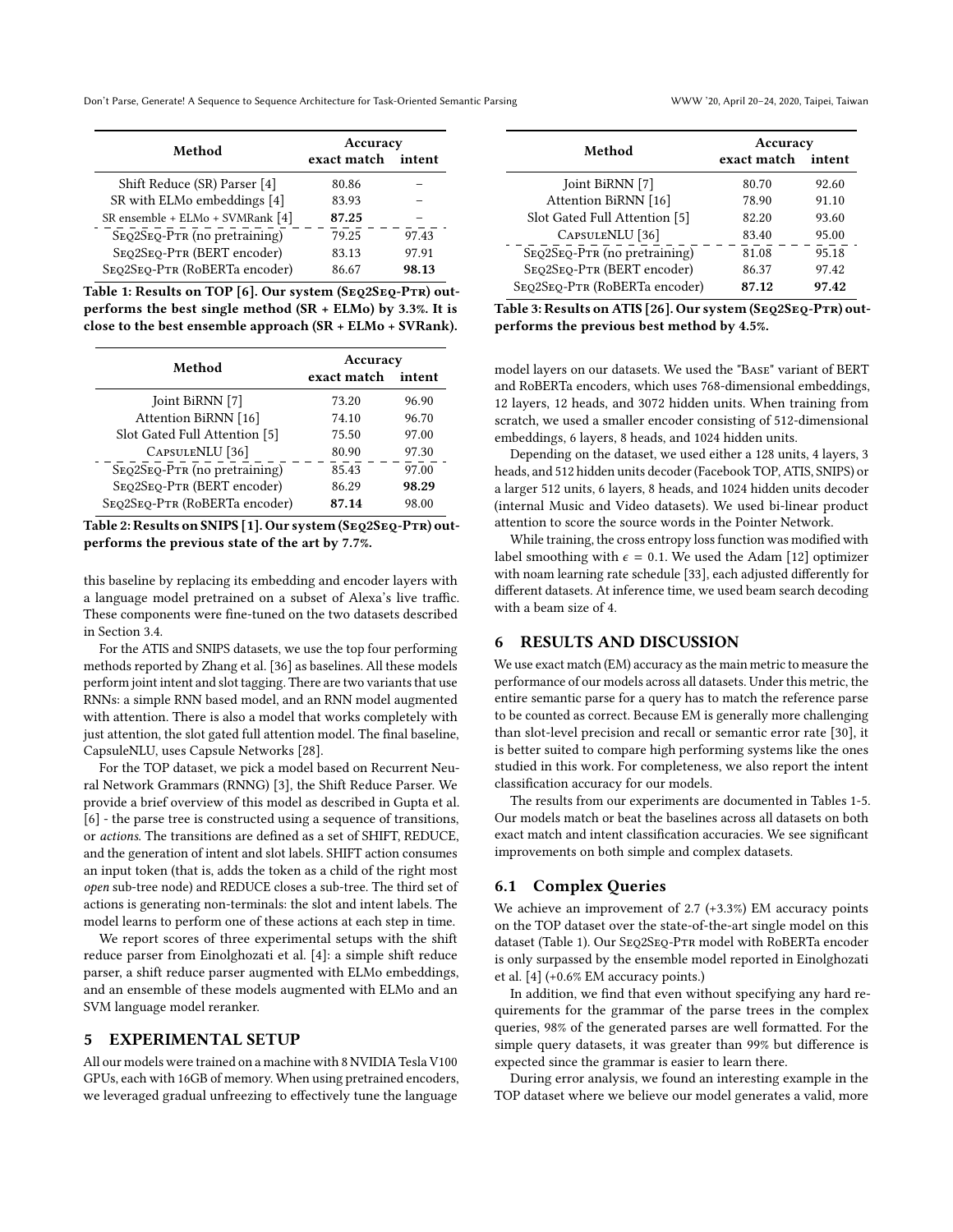| Method | Accuracy | |
|---|---|---|
| | exact match | intent |
| Shift Reduce (SR) Parser [4] | 80.86 | – |
| SR with ELMo embeddings [4] | 83.93 | – |
| SR ensemble + ELMo + SVMRank [4] | **87.25** | – |
| Seq2Seq-Ptr (no pretraining) | 79.25 | 97.43 |
| Seq2Seq-Ptr (BERT encoder) | 83.13 | 97.91 |
| Seq2Seq-Ptr (RoBERTa encoder) | 86.67 | **98.13** |

**Table 1: Results on TOP [6]. Our system (Seq2Seq-Ptr) outperforms the best single method (SR + ELMo) by 3.3%. It is close to the best ensemble approach (SR + ELMo + SVRank).**

| Method | Accuracy | |
|---|---|---|
| | exact match | intent |
| Joint BiRNN [7] | 73.20 | 96.90 |
| Attention BiRNN [16] | 74.10 | 96.70 |
| Slot Gated Full Attention [5] | 75.50 | 97.00 |
| CapsuleNLU [36] | 80.90 | 97.30 |
| Seq2Seq-Ptr (no pretraining) | 85.43 | 97.00 |
| Seq2Seq-Ptr (BERT encoder) | 86.29 | **98.29** |
| Seq2Seq-Ptr (RoBERTa encoder) | **87.14** | 98.00 |

**Table 2: Results on SNIPS [1]. Our system (Seq2Seq-Ptr) outperforms the previous state of the art by 7.7%.**

this baseline by replacing its embedding and encoder layers with a language model pretrained on a subset of Alexa's live traffic. These components were fine-tuned on the two datasets described in Section 3.4.

For the ATIS and SNIPS datasets, we use the top four performing methods reported by Zhang et al. [36] as baselines. All these models perform joint intent and slot tagging. There are two variants that use RNNs: a simple RNN based model, and an RNN model augmented with attention. There is also a model that works completely with just attention, the slot gated full attention model. The final baseline, CapsuleNLU, uses Capsule Networks [28].

For the TOP dataset, we pick a model based on Recurrent Neural Network Grammars (RNNG) [3], the Shift Reduce Parser. We provide a brief overview of this model as described in Gupta et al. [6] - the parse tree is constructed using a sequence of transitions, or *actions*. The transitions are defined as a set of SHIFT, REDUCE, and the generation of intent and slot labels. SHIFT action consumes an input token (that is, adds the token as a child of the right most *open* sub-tree node) and REDUCE closes a sub-tree. The third set of actions is generating non-terminals: the slot and intent labels. The model learns to perform one of these actions at each step in time.

We report scores of three experimental setups with the shift reduce parser from Einolghozati et al. [4]: a simple shift reduce parser, a shift reduce parser augmented with ELMo embeddings, and an ensemble of these models augmented with ELMo and an SVM language model reranker.

## 5 EXPERIMENTAL SETUP

All our models were trained on a machine with 8 NVIDIA Tesla V100 GPUs, each with 16GB of memory. When using pretrained encoders, we leveraged gradual unfreezing to effectively tune the language

| Method | Accuracy | |
|---|---|---|
| | exact match | intent |
| Joint BiRNN [7] | 80.70 | 92.60 |
| Attention BiRNN [16] | 78.90 | 91.10 |
| Slot Gated Full Attention [5] | 82.20 | 93.60 |
| CapsuleNLU [36] | 83.40 | 95.00 |
| Seq2Seq-Ptr (no pretraining) | 81.08 | 95.18 |
| Seq2Seq-Ptr (BERT encoder) | 86.37 | 97.42 |
| Seq2Seq-Ptr (RoBERTa encoder) | **87.12** | **97.42** |

**Table 3: Results on ATIS [26]. Our system (Seq2Seq-Ptr) outperforms the previous best method by 4.5%.**

model layers on our datasets. We used the "Base" variant of BERT and RoBERTa encoders, which uses 768-dimensional embeddings, 12 layers, 12 heads, and 3072 hidden units. When training from scratch, we used a smaller encoder consisting of 512-dimensional embeddings, 6 layers, 8 heads, and 1024 hidden units.

Depending on the dataset, we used either a 128 units, 4 layers, 3 heads, and 512 hidden units decoder (Facebook TOP, ATIS, SNIPS) or a larger 512 units, 6 layers, 8 heads, and 1024 hidden units decoder (internal Music and Video datasets). We used bi-linear product attention to score the source words in the Pointer Network.

While training, the cross entropy loss function was modified with label smoothing with $\epsilon = 0.1$. We used the Adam [12] optimizer with noam learning rate schedule [33], each adjusted differently for different datasets. At inference time, we used beam search decoding with a beam size of 4.

## 6 RESULTS AND DISCUSSION

We use exact match (EM) accuracy as the main metric to measure the performance of our models across all datasets. Under this metric, the entire semantic parse for a query has to match the reference parse to be counted as correct. Because EM is generally more challenging than slot-level precision and recall or semantic error rate [30], it is better suited to compare high performing systems like the ones studied in this work. For completeness, we also report the intent classification accuracy for our models.

The results from our experiments are documented in Tables 1-5. Our models match or beat the baselines across all datasets on both exact match and intent classification accuracies. We see significant improvements on both simple and complex datasets.

### 6.1 Complex Queries

We achieve an improvement of 2.7 (+3.3%) EM accuracy points on the TOP dataset over the state-of-the-art single model on this dataset (Table 1). Our Seq2Seq-Ptr model with RoBERTa encoder is only surpassed by the ensemble model reported in Einolghozati et al. [4] (+0.6% EM accuracy points.)

In addition, we find that even without specifying any hard requirements for the grammar of the parse trees in the complex queries, 98% of the generated parses are well formatted. For the simple query datasets, it was greater than 99% but difference is expected since the grammar is easier to learn there.

During error analysis, we found an interesting example in the TOP dataset where we believe our model generates a valid, more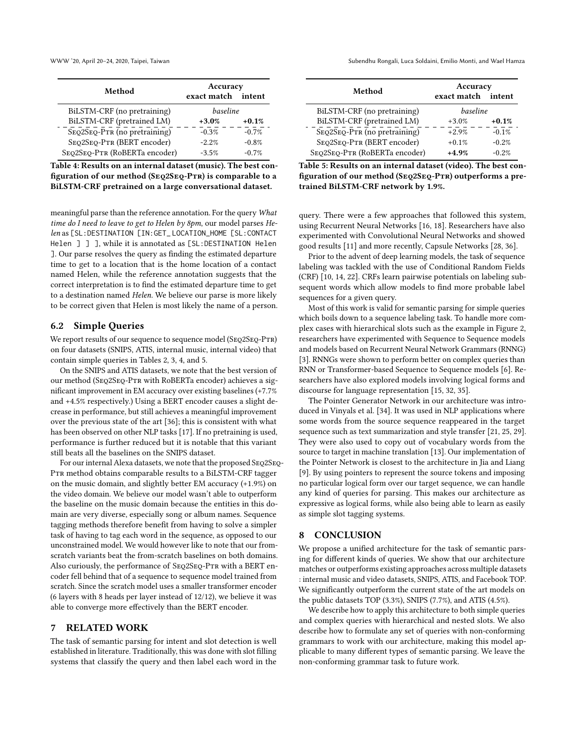| Method | Accuracy | |
|---|---|---|
| | exact match | intent |
| BiLSTM-CRF (no pretraining) | *baseline* | |
| BiLSTM-CRF (pretrained LM) | **+3.0%** | **+0.1%** |
| Seq2Seq-Ptr (no pretraining) | -0.3% | -0.7% |
| Seq2Seq-Ptr (BERT encoder) | -2.2% | -0.8% |
| Seq2Seq-Ptr (RoBERTa encoder) | -3.5% | -0.7% |

**Table 4: Results on an internal dataset (music). The best configuration of our method (Seq2Seq-Ptr) is comparable to a BiLSTM-CRF pretrained on a large conversational dataset.**

| Method | Accuracy | |
|---|---|---|
| | exact match | intent |
| BiLSTM-CRF (no pretraining) | *baseline* | |
| BiLSTM-CRF (pretrained LM) | +3.0% | **+0.1%** |
| Seq2Seq-Ptr (no pretraining) | +2.9% | -0.1% |
| Seq2Seq-Ptr (BERT encoder) | +0.1% | -0.2% |
| Seq2Seq-Ptr (RoBERTa encoder) | **+4.9%** | -0.2% |

**Table 5: Results on an internal dataset (video). The best configuration of our method (Seq2Seq-Ptr) outperforms a pretrained BiLSTM-CRF network by 1.9%.**

meaningful parse than the reference annotation. For the query *What time do I need to leave to get to Helen by 8pm*, our model parses *Helen* as [SL:DESTINATION [IN:GET_ LOCATION_HOME [SL:CONTACT Helen ] ] ], while it is annotated as [SL:DESTINATION Helen ]. Our parse resolves the query as finding the estimated departure time to get to a location that is the home location of a contact named Helen, while the reference annotation suggests that the correct interpretation is to find the estimated departure time to get to a destination named *Helen*. We believe our parse is more likely to be correct given that Helen is most likely the name of a person.

## 6.2 Simple Queries

We report results of our sequence to sequence model (Seq2Seq-Ptr) on four datasets (SNIPS, ATIS, internal music, internal video) that contain simple queries in Tables 2, 3, 4, and 5.

On the SNIPS and ATIS datasets, we note that the best version of our method (Seq2Seq-Ptr with RoBERTa encoder) achieves a significant improvement in EM accuracy over existing baselines (+7.7% and +4.5% respectively.) Using a BERT encoder causes a slight decrease in performance, but still achieves a meaningful improvement over the previous state of the art [36]; this is consistent with what has been observed on other NLP tasks [17]. If no pretraining is used, performance is further reduced but it is notable that this variant still beats all the baselines on the SNIPS dataset.

For our internal Alexa datasets, we note that the proposed Seq2Seq-Ptr method obtains comparable results to a BiLSTM-CRF tagger on the music domain, and slightly better EM accuracy (+1.9%) on the video domain. We believe our model wasn't able to outperform the baseline on the music domain because the entities in this domain are very diverse, especially song or album names. Sequence tagging methods therefore benefit from having to solve a simpler task of having to tag each word in the sequence, as opposed to our unconstrained model. We would however like to note that our from-scratch variants beat the from-scratch baselines on both domains. Also curiously, the performance of Seq2Seq-Ptr with a BERT encoder fell behind that of a sequence to sequence model trained from scratch. Since the scratch model uses a smaller transformer encoder (6 layers with 8 heads per layer instead of 12/12), we believe it was able to converge more effectively than the BERT encoder.

# 7 RELATED WORK

The task of semantic parsing for intent and slot detection is well established in literature. Traditionally, this was done with slot filling systems that classify the query and then label each word in the query. There were a few approaches that followed this system, using Recurrent Neural Networks [16, 18]. Researchers have also experimented with Convolutional Neural Networks and showed good results [11] and more recently, Capsule Networks [28, 36].

Prior to the advent of deep learning models, the task of sequence labeling was tackled with the use of Conditional Random Fields (CRF) [10, 14, 22]. CRFs learn pairwise potentials on labeling subsequent words which allow models to find more probable label sequences for a given query.

Most of this work is valid for semantic parsing for simple queries which boils down to a sequence labeling task. To handle more complex cases with hierarchical slots such as the example in Figure 2, researchers have experimented with Sequence to Sequence models and models based on Recurrent Neural Network Grammars (RNNG) [3]. RNNGs were shown to perform better on complex queries than RNN or Transformer-based Sequence to Sequence models [6]. Researchers have also explored models involving logical forms and discourse for language representation [15, 32, 35].

The Pointer Generator Network in our architecture was introduced in Vinyals et al. [34]. It was used in NLP applications where some words from the source sequence reappeared in the target sequence such as text summarization and style transfer [21, 25, 29]. They were also used to copy out of vocabulary words from the source to target in machine translation [13]. Our implementation of the Pointer Network is closest to the architecture in Jia and Liang [9]. By using pointers to represent the source tokens and imposing no particular logical form over our target sequence, we can handle any kind of queries for parsing. This makes our architecture as expressive as logical forms, while also being able to learn as easily as simple slot tagging systems.

# 8 CONCLUSION

We propose a unified architecture for the task of semantic parsing for different kinds of queries. We show that our architecture matches or outperforms existing approaches across multiple datasets : internal music and video datasets, SNIPS, ATIS, and Facebook TOP. We significantly outperform the current state of the art models on the public datasets TOP (3.3%), SNIPS (7.7%), and ATIS (4.5%).

We describe how to apply this architecture to both simple queries and complex queries with hierarchical and nested slots. We also describe how to formulate any set of queries with non-conforming grammars to work with our architecture, making this model applicable to many different types of semantic parsing. We leave the non-conforming grammar task to future work.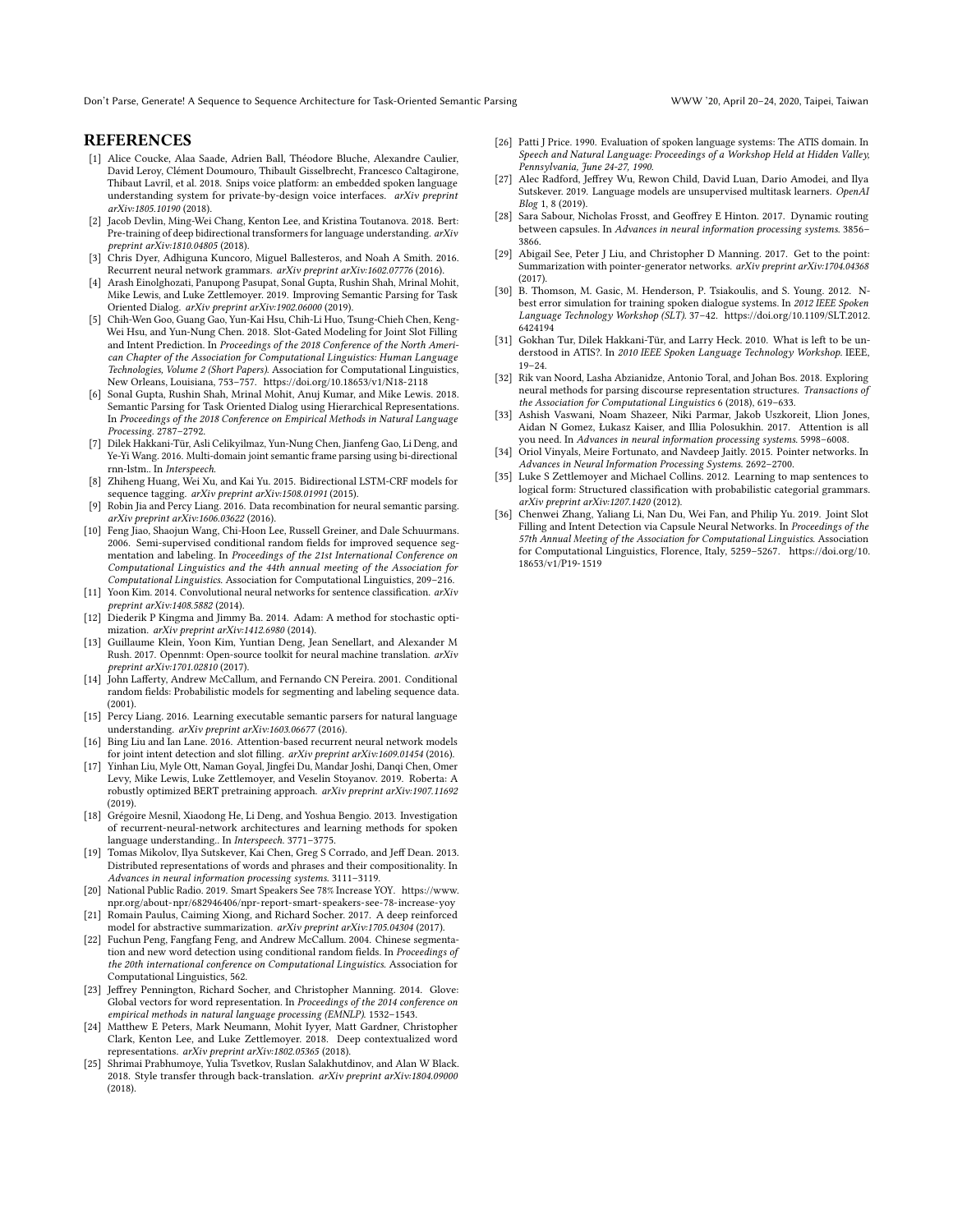## REFERENCES

[1] Alice Coucke, Alaa Saade, Adrien Ball, Théodore Bluche, Alexandre Caulier, David Leroy, Clément Doumouro, Thibault Gisselbrecht, Francesco Caltagirone, Thibaut Lavril, et al. 2018. Snips voice platform: an embedded spoken language understanding system for private-by-design voice interfaces. *arXiv preprint arXiv:1805.10190* (2018).

[2] Jacob Devlin, Ming-Wei Chang, Kenton Lee, and Kristina Toutanova. 2018. Bert: Pre-training of deep bidirectional transformers for language understanding. *arXiv preprint arXiv:1810.04805* (2018).

[3] Chris Dyer, Adhiguna Kuncoro, Miguel Ballesteros, and Noah A Smith. 2016. Recurrent neural network grammars. *arXiv preprint arXiv:1602.07776* (2016).

[4] Arash Einolghozati, Panupong Pasupat, Sonal Gupta, Rushin Shah, Mrinal Mohit, Mike Lewis, and Luke Zettlemoyer. 2019. Improving Semantic Parsing for Task Oriented Dialog. *arXiv preprint arXiv:1902.06000* (2019).

[5] Chih-Wen Goo, Guang Gao, Yun-Kai Hsu, Chih-Li Huo, Tsung-Chieh Chen, Keng-Wei Hsu, and Yun-Nung Chen. 2018. Slot-Gated Modeling for Joint Slot Filling and Intent Prediction. In *Proceedings of the 2018 Conference of the North American Chapter of the Association for Computational Linguistics: Human Language Technologies, Volume 2 (Short Papers)*. Association for Computational Linguistics, New Orleans, Louisiana, 753–757. https://doi.org/10.18653/v1/N18-2118

[6] Sonal Gupta, Rushin Shah, Mrinal Mohit, Anuj Kumar, and Mike Lewis. 2018. Semantic Parsing for Task Oriented Dialog using Hierarchical Representations. In *Proceedings of the 2018 Conference on Empirical Methods in Natural Language Processing*. 2787–2792.

[7] Dilek Hakkani-Tür, Asli Celikyilmaz, Yun-Nung Chen, Jianfeng Gao, Li Deng, and Ye-Yi Wang. 2016. Multi-domain joint semantic frame parsing using bi-directional rnn-lstm.. In *Interspeech*.

[8] Zhiheng Huang, Wei Xu, and Kai Yu. 2015. Bidirectional LSTM-CRF models for sequence tagging. *arXiv preprint arXiv:1508.01991* (2015).

[9] Robin Jia and Percy Liang. 2016. Data recombination for neural semantic parsing. *arXiv preprint arXiv:1606.03622* (2016).

[10] Feng Jiao, Shaojun Wang, Chi-Hoon Lee, Russell Greiner, and Dale Schuurmans. 2006. Semi-supervised conditional random fields for improved sequence segmentation and labeling. In *Proceedings of the 21st International Conference on Computational Linguistics and the 44th annual meeting of the Association for Computational Linguistics*. Association for Computational Linguistics, 209–216.

[11] Yoon Kim. 2014. Convolutional neural networks for sentence classification. *arXiv preprint arXiv:1408.5882* (2014).

[12] Diederik P Kingma and Jimmy Ba. 2014. Adam: A method for stochastic optimization. *arXiv preprint arXiv:1412.6980* (2014).

[13] Guillaume Klein, Yoon Kim, Yuntian Deng, Jean Senellart, and Alexander M Rush. 2017. Opennmt: Open-source toolkit for neural machine translation. *arXiv preprint arXiv:1701.02810* (2017).

[14] John Lafferty, Andrew McCallum, and Fernando CN Pereira. 2001. Conditional random fields: Probabilistic models for segmenting and labeling sequence data. (2001).

[15] Percy Liang. 2016. Learning executable semantic parsers for natural language understanding. *arXiv preprint arXiv:1603.06677* (2016).

[16] Bing Liu and Ian Lane. 2016. Attention-based recurrent neural network models for joint intent detection and slot filling. *arXiv preprint arXiv:1609.01454* (2016).

[17] Yinhan Liu, Myle Ott, Naman Goyal, Jingfei Du, Mandar Joshi, Danqi Chen, Omer Levy, Mike Lewis, Luke Zettlemoyer, and Veselin Stoyanov. 2019. Roberta: A robustly optimized BERT pretraining approach. *arXiv preprint arXiv:1907.11692* (2019).

[18] Grégoire Mesnil, Xiaodong He, Li Deng, and Yoshua Bengio. 2013. Investigation of recurrent-neural-network architectures and learning methods for spoken language understanding.. In *Interspeech*. 3771–3775.

[19] Tomas Mikolov, Ilya Sutskever, Kai Chen, Greg S Corrado, and Jeff Dean. 2013. Distributed representations of words and phrases and their compositionality. In *Advances in neural information processing systems*. 3111–3119.

[20] National Public Radio. 2019. Smart Speakers See 78% Increase YOY. https://www.npr.org/about-npr/682946406/npr-report-smart-speakers-see-78-increase-yoy

[21] Romain Paulus, Caiming Xiong, and Richard Socher. 2017. A deep reinforced model for abstractive summarization. *arXiv preprint arXiv:1705.04304* (2017).

[22] Fuchun Peng, Fangfang Feng, and Andrew McCallum. 2004. Chinese segmentation and new word detection using conditional random fields. In *Proceedings of the 20th international conference on Computational Linguistics*. Association for Computational Linguistics, 562.

[23] Jeffrey Pennington, Richard Socher, and Christopher Manning. 2014. Glove: Global vectors for word representation. In *Proceedings of the 2014 conference on empirical methods in natural language processing (EMNLP)*. 1532–1543.

[24] Matthew E Peters, Mark Neumann, Mohit Iyyer, Matt Gardner, Christopher Clark, Kenton Lee, and Luke Zettlemoyer. 2018. Deep contextualized word representations. *arXiv preprint arXiv:1802.05365* (2018).

[25] Shrimai Prabhumoye, Yulia Tsvetkov, Ruslan Salakhutdinov, and Alan W Black. 2018. Style transfer through back-translation. *arXiv preprint arXiv:1804.09000* (2018).

[26] Patti J Price. 1990. Evaluation of spoken language systems: The ATIS domain. In *Speech and Natural Language: Proceedings of a Workshop Held at Hidden Valley, Pennsylvania, June 24-27, 1990.*

[27] Alec Radford, Jeffrey Wu, Rewon Child, David Luan, Dario Amodei, and Ilya Sutskever. 2019. Language models are unsupervised multitask learners. *OpenAI Blog* 1, 8 (2019).

[28] Sara Sabour, Nicholas Frosst, and Geoffrey E Hinton. 2017. Dynamic routing between capsules. In *Advances in neural information processing systems*. 3856–3866.

[29] Abigail See, Peter J Liu, and Christopher D Manning. 2017. Get to the point: Summarization with pointer-generator networks. *arXiv preprint arXiv:1704.04368* (2017).

[30] B. Thomson, M. Gasic, M. Henderson, P. Tsiakoulis, and S. Young. 2012. N-best error simulation for training spoken dialogue systems. In *2012 IEEE Spoken Language Technology Workshop (SLT)*. 37–42. https://doi.org/10.1109/SLT.2012.6424194

[31] Gokhan Tur, Dilek Hakkani-Tür, and Larry Heck. 2010. What is left to be understood in ATIS?. In *2010 IEEE Spoken Language Technology Workshop*. IEEE, 19–24.

[32] Rik van Noord, Lasha Abzianidze, Antonio Toral, and Johan Bos. 2018. Exploring neural methods for parsing discourse representation structures. *Transactions of the Association for Computational Linguistics* 6 (2018), 619–633.

[33] Ashish Vaswani, Noam Shazeer, Niki Parmar, Jakob Uszkoreit, Llion Jones, Aidan N Gomez, Łukasz Kaiser, and Illia Polosukhin. 2017. Attention is all you need. In *Advances in neural information processing systems*. 5998–6008.

[34] Oriol Vinyals, Meire Fortunato, and Navdeep Jaitly. 2015. Pointer networks. In *Advances in Neural Information Processing Systems*. 2692–2700.

[35] Luke S Zettlemoyer and Michael Collins. 2012. Learning to map sentences to logical form: Structured classification with probabilistic categorial grammars. *arXiv preprint arXiv:1207.1420* (2012).

[36] Chenwei Zhang, Yaliang Li, Nan Du, Wei Fan, and Philip Yu. 2019. Joint Slot Filling and Intent Detection via Capsule Neural Networks. In *Proceedings of the 57th Annual Meeting of the Association for Computational Linguistics*. Association for Computational Linguistics, Florence, Italy, 5259–5267. https://doi.org/10.18653/v1/P19-1519